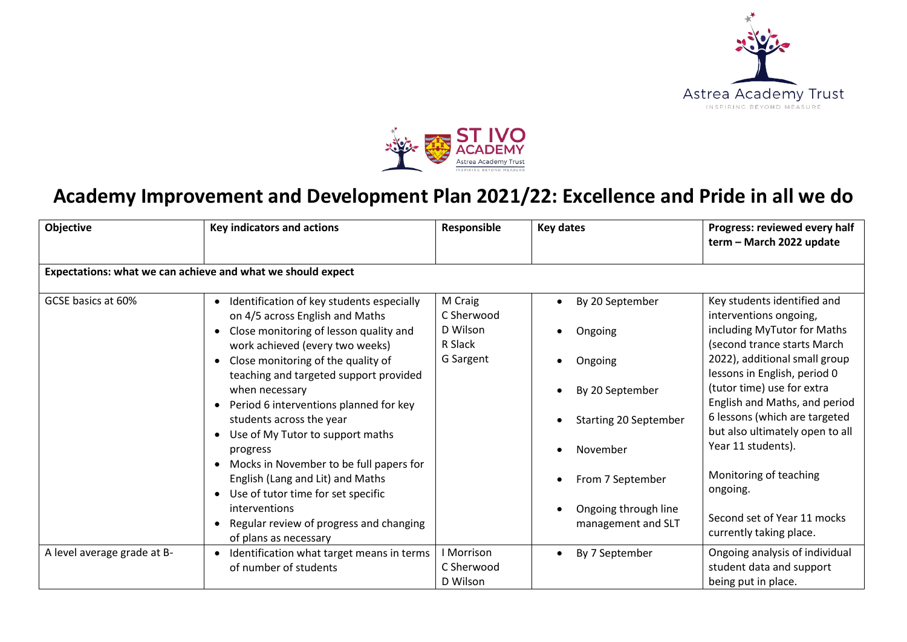# Academy Improvement and Development Plan 2021/22: Excellence and Pride in all we do

| Objective | Key indicators and actions | Responsible | Key dates | Progress: reviewed every half term – March 2022 update |
|---|---|---|---|---|
| **Expectations: what we can achieve and what we should expect** | | | | |
| GCSE basics at 60% | • Identification of key students especially on 4/5 across English and Maths<br>• Close monitoring of lesson quality and work achieved (every two weeks)<br>• Close monitoring of the quality of teaching and targeted support provided when necessary<br>• Period 6 interventions planned for key students across the year<br>• Use of My Tutor to support maths progress<br>• Mocks in November to be full papers for English (Lang and Lit) and Maths<br>• Use of tutor time for set specific interventions<br>• Regular review of progress and changing of plans as necessary | M Craig<br>C Sherwood<br>D Wilson<br>R Slack<br>G Sargent | • By 20 September<br>• Ongoing<br>• Ongoing<br>• By 20 September<br>• Starting 20 September<br>• November<br>• From 7 September<br>• Ongoing through line management and SLT | Key students identified and interventions ongoing, including MyTutor for Maths (second trance starts March 2022), additional small group lessons in English, period 0 (tutor time) use for extra English and Maths, and period 6 lessons (which are targeted but also ultimately open to all Year 11 students).<br><br>Monitoring of teaching ongoing.<br><br>Second set of Year 11 mocks currently taking place. |
| A level average grade at B- | • Identification what target means in terms of number of students | I Morrison<br>C Sherwood<br>D Wilson | • By 7 September | Ongoing analysis of individual student data and support being put in place. |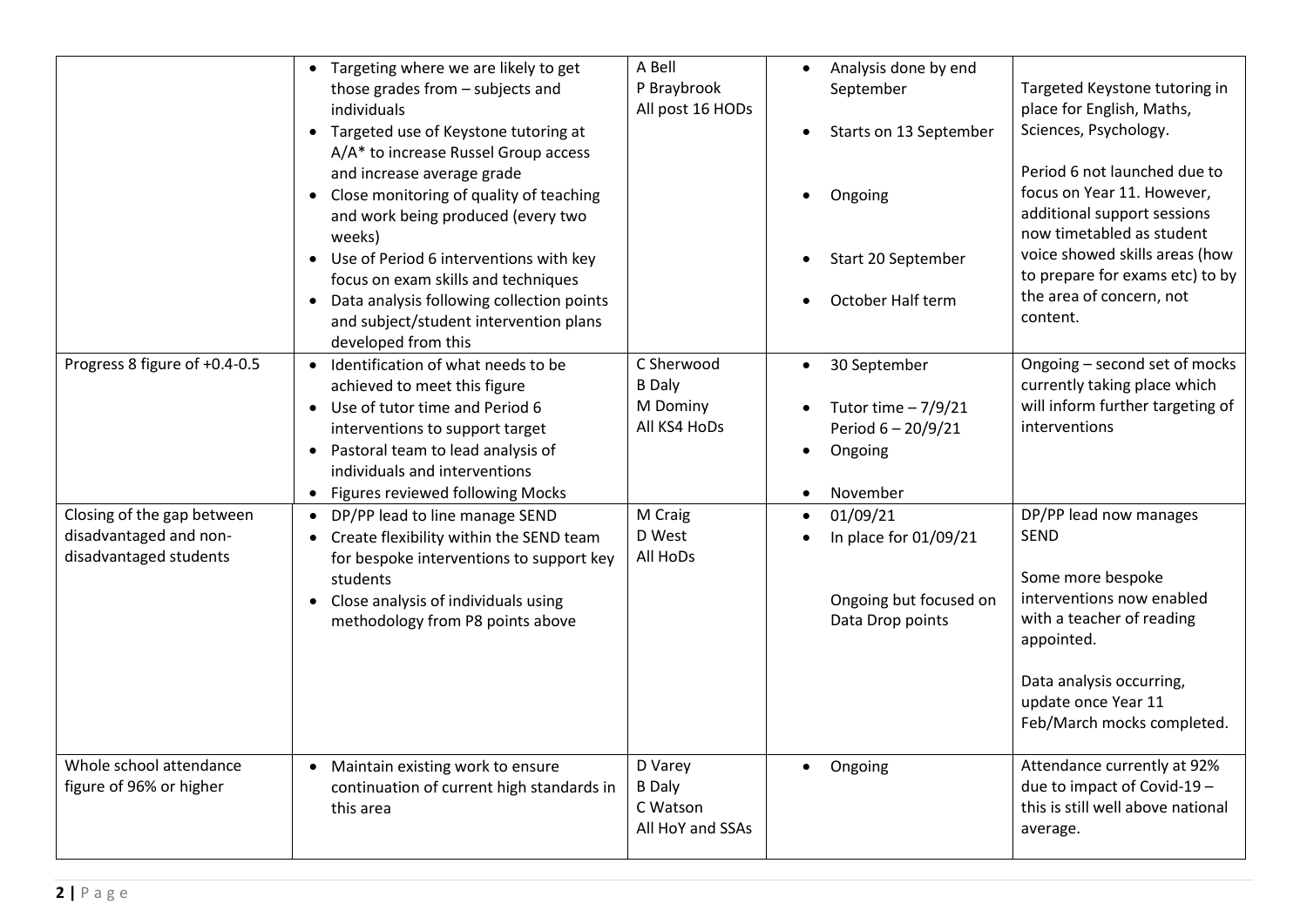| | | | | |
|---|---|---|---|---|
| | • Targeting where we are likely to get those grades from – subjects and individuals<br>• Targeted use of Keystone tutoring at A/A* to increase Russel Group access and increase average grade<br>• Close monitoring of quality of teaching and work being produced (every two weeks)<br>• Use of Period 6 interventions with key focus on exam skills and techniques<br>• Data analysis following collection points and subject/student intervention plans developed from this | A Bell<br>P Braybrook<br>All post 16 HODs | • Analysis done by end September<br>• Starts on 13 September<br>• Ongoing<br>• Start 20 September<br>• October Half term | Targeted Keystone tutoring in place for English, Maths, Sciences, Psychology.<br><br>Period 6 not launched due to focus on Year 11. However, additional support sessions now timetabled as student voice showed skills areas (how to prepare for exams etc) to by the area of concern, not content. |
| Progress 8 figure of +0.4-0.5 | • Identification of what needs to be achieved to meet this figure<br>• Use of tutor time and Period 6 interventions to support target<br>• Pastoral team to lead analysis of individuals and interventions<br>• Figures reviewed following Mocks | C Sherwood<br>B Daly<br>M Dominy<br>All KS4 HoDs | • 30 September<br>• Tutor time – 7/9/21 Period 6 – 20/9/21<br>• Ongoing<br>• November | Ongoing – second set of mocks currently taking place which will inform further targeting of interventions |
| Closing of the gap between disadvantaged and non-disadvantaged students | • DP/PP lead to line manage SEND<br>• Create flexibility within the SEND team for bespoke interventions to support key students<br>• Close analysis of individuals using methodology from P8 points above | M Craig<br>D West<br>All HoDs | • 01/09/21<br>• In place for 01/09/21<br><br>Ongoing but focused on Data Drop points | DP/PP lead now manages SEND<br><br>Some more bespoke interventions now enabled with a teacher of reading appointed.<br><br>Data analysis occurring, update once Year 11 Feb/March mocks completed. |
| Whole school attendance figure of 96% or higher | • Maintain existing work to ensure continuation of current high standards in this area | D Varey<br>B Daly<br>C Watson<br>All HoY and SSAs | • Ongoing | Attendance currently at 92% due to impact of Covid-19 – this is still well above national average. |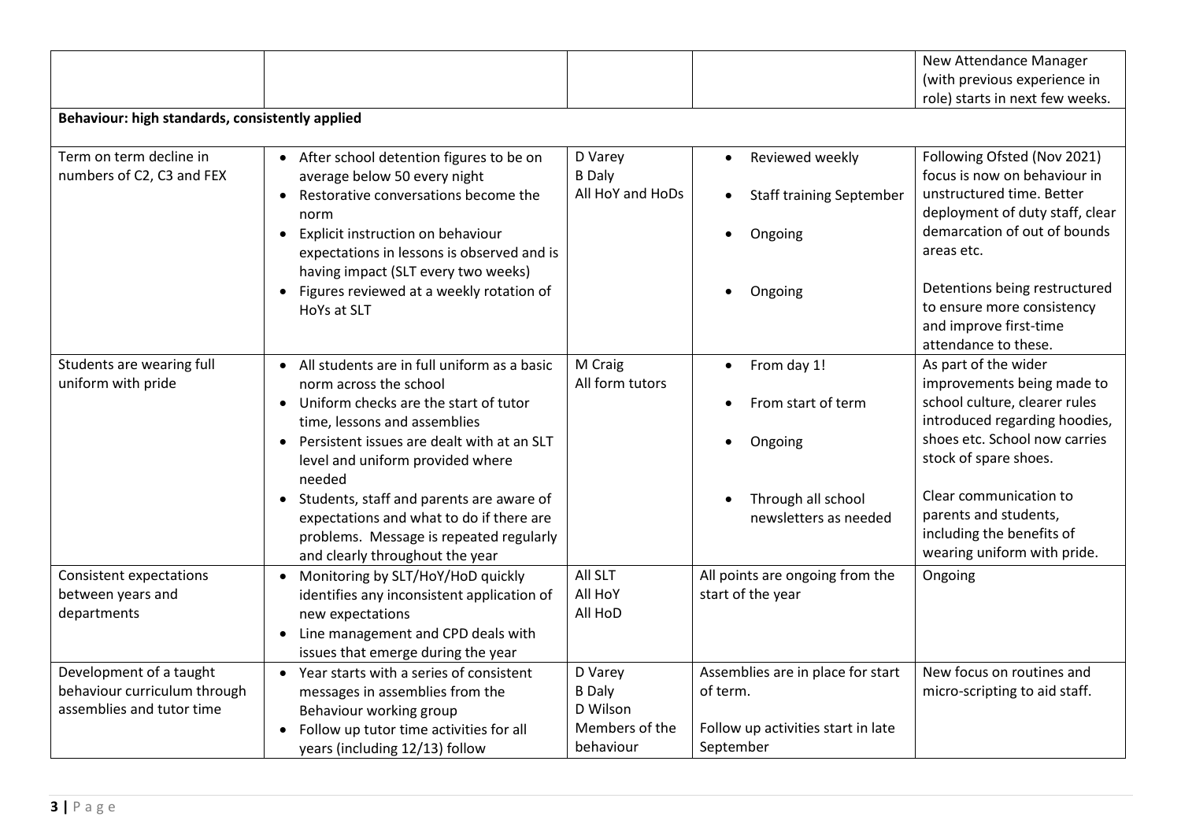| | | | | |
|---|---|---|---|---|
| | | | | New Attendance Manager (with previous experience in role) starts in next few weeks. |
| **Behaviour: high standards, consistently applied** | | | | |
| Term on term decline in numbers of C2, C3 and FEX | • After school detention figures to be on average below 50 every night<br>• Restorative conversations become the norm<br>• Explicit instruction on behaviour expectations in lessons is observed and is having impact (SLT every two weeks)<br>• Figures reviewed at a weekly rotation of HoYs at SLT | D Varey<br>B Daly<br>All HoY and HoDs | • Reviewed weekly<br>• Staff training September<br>• Ongoing<br>• Ongoing | Following Ofsted (Nov 2021) focus is now on behaviour in unstructured time. Better deployment of duty staff, clear demarcation of out of bounds areas etc.<br><br>Detentions being restructured to ensure more consistency and improve first-time attendance to these. |
| Students are wearing full uniform with pride | • All students are in full uniform as a basic norm across the school<br>• Uniform checks are the start of tutor time, lessons and assemblies<br>• Persistent issues are dealt with at an SLT level and uniform provided where needed<br>• Students, staff and parents are aware of expectations and what to do if there are problems. Message is repeated regularly and clearly throughout the year | M Craig<br>All form tutors | • From day 1!<br>• From start of term<br>• Ongoing<br>• Through all school newsletters as needed | As part of the wider improvements being made to school culture, clearer rules introduced regarding hoodies, shoes etc. School now carries stock of spare shoes.<br><br>Clear communication to parents and students, including the benefits of wearing uniform with pride. |
| Consistent expectations between years and departments | • Monitoring by SLT/HoY/HoD quickly identifies any inconsistent application of new expectations<br>• Line management and CPD deals with issues that emerge during the year | All SLT<br>All HoY<br>All HoD | All points are ongoing from the start of the year | Ongoing |
| Development of a taught behaviour curriculum through assemblies and tutor time | • Year starts with a series of consistent messages in assemblies from the Behaviour working group<br>• Follow up tutor time activities for all years (including 12/13) follow | D Varey<br>B Daly<br>D Wilson<br>Members of the behaviour | Assemblies are in place for start of term.<br><br>Follow up activities start in late September | New focus on routines and micro-scripting to aid staff. |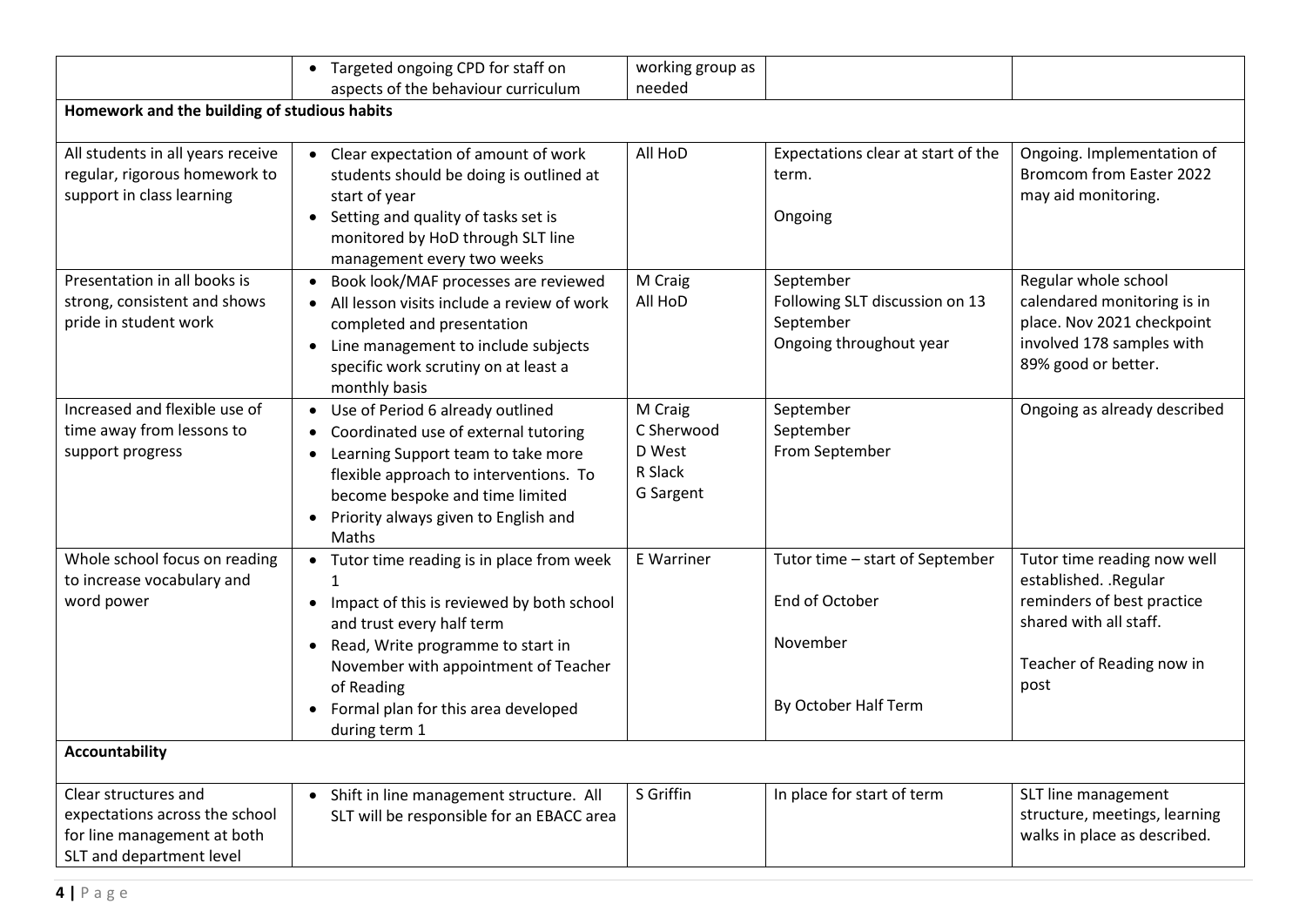| | | | | |
|---|---|---|---|---|
| | • Targeted ongoing CPD for staff on aspects of the behaviour curriculum | working group as needed | | |
| **Homework and the building of studious habits** | | | | |
| All students in all years receive regular, rigorous homework to support in class learning | • Clear expectation of amount of work students should be doing is outlined at start of year<br>• Setting and quality of tasks set is monitored by HoD through SLT line management every two weeks | All HoD | Expectations clear at start of the term.<br><br>Ongoing | Ongoing. Implementation of Bromcom from Easter 2022 may aid monitoring. |
| Presentation in all books is strong, consistent and shows pride in student work | • Book look/MAF processes are reviewed<br>• All lesson visits include a review of work completed and presentation<br>• Line management to include subjects specific work scrutiny on at least a monthly basis | M Craig<br>All HoD | September<br>Following SLT discussion on 13 September<br>Ongoing throughout year | Regular whole school calendared monitoring is in place. Nov 2021 checkpoint involved 178 samples with 89% good or better. |
| Increased and flexible use of time away from lessons to support progress | • Use of Period 6 already outlined<br>• Coordinated use of external tutoring<br>• Learning Support team to take more flexible approach to interventions. To become bespoke and time limited<br>• Priority always given to English and Maths | M Craig<br>C Sherwood<br>D West<br>R Slack<br>G Sargent | September<br>September<br>From September | Ongoing as already described |
| Whole school focus on reading to increase vocabulary and word power | • Tutor time reading is in place from week 1<br>• Impact of this is reviewed by both school and trust every half term<br>• Read, Write programme to start in November with appointment of Teacher of Reading<br>• Formal plan for this area developed during term 1 | E Warriner | Tutor time – start of September<br><br>End of October<br><br>November<br><br>By October Half Term | Tutor time reading now well established. .Regular reminders of best practice shared with all staff.<br><br>Teacher of Reading now in post |
| **Accountability** | | | | |
| Clear structures and expectations across the school for line management at both SLT and department level | • Shift in line management structure. All SLT will be responsible for an EBACC area | S Griffin | In place for start of term | SLT line management structure, meetings, learning walks in place as described. |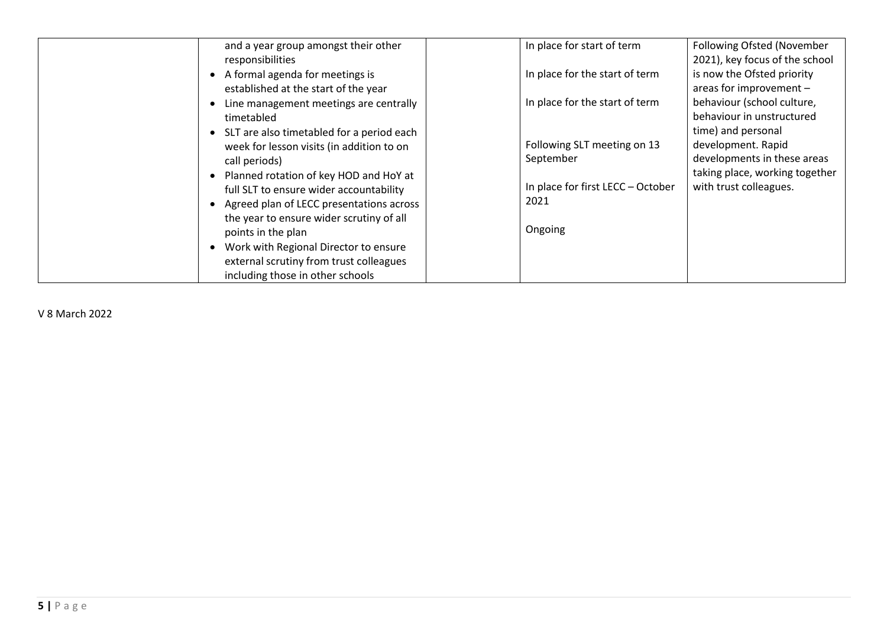| | | | | |
|---|---|---|---|---|
| | and a year group amongst their other responsibilities<br>• A formal agenda for meetings is established at the start of the year<br>• Line management meetings are centrally timetabled<br>• SLT are also timetabled for a period each week for lesson visits (in addition to on call periods)<br>• Planned rotation of key HOD and HoY at full SLT to ensure wider accountability<br>• Agreed plan of LECC presentations across the year to ensure wider scrutiny of all points in the plan<br>• Work with Regional Director to ensure external scrutiny from trust colleagues including those in other schools | | In place for start of term<br><br>In place for the start of term<br><br>In place for the start of term<br><br>Following SLT meeting on 13 September<br><br>In place for first LECC – October 2021<br><br>Ongoing | Following Ofsted (November 2021), key focus of the school is now the Ofsted priority areas for improvement – behaviour (school culture, behaviour in unstructured time) and personal development. Rapid developments in these areas taking place, working together with trust colleagues. |

V 8 March 2022